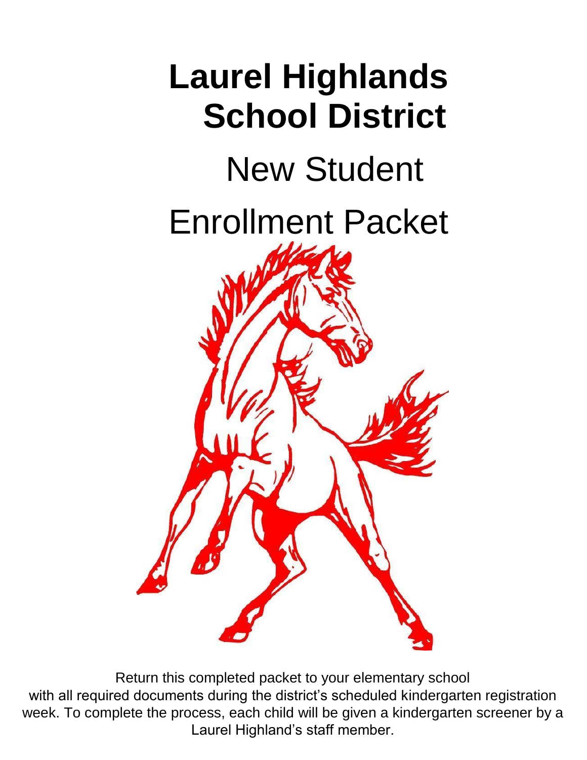# Laurel Highlands School District

## New Student Enrollment Packet

Return this completed packet to your elementary school with all required documents during the district's scheduled kindergarten registration week. To complete the process, each child will be given a kindergarten screener by a Laurel Highland's staff member.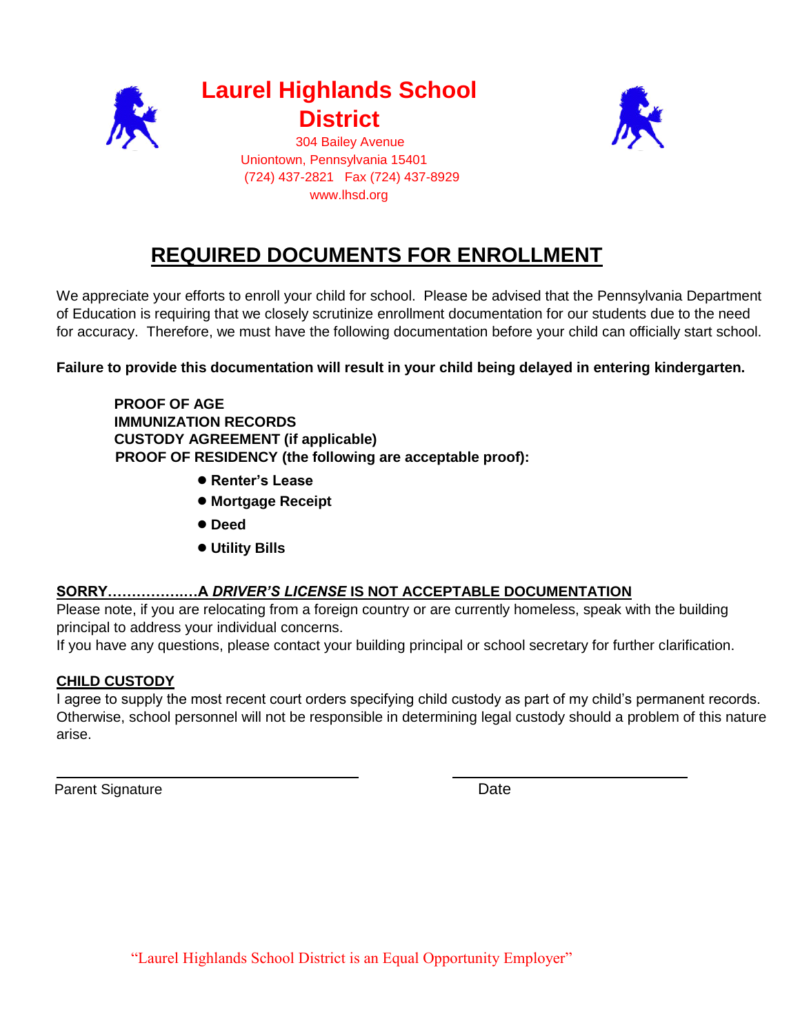# Laurel Highlands School District

304 Bailey Avenue
Uniontown, Pennsylvania 15401
(724) 437-2821 Fax (724) 437-8929
www.lhsd.org

## REQUIRED DOCUMENTS FOR ENROLLMENT

We appreciate your efforts to enroll your child for school. Please be advised that the Pennsylvania Department of Education is requiring that we closely scrutinize enrollment documentation for our students due to the need for accuracy. Therefore, we must have the following documentation before your child can officially start school.

**Failure to provide this documentation will result in your child being delayed in entering kindergarten.**

**PROOF OF AGE**
**IMMUNIZATION RECORDS**
**CUSTODY AGREEMENT (if applicable)**
**PROOF OF RESIDENCY (the following are acceptable proof):**

- **Renter's Lease**
- **Mortgage Receipt**
- **Deed**
- **Utility Bills**

**SORRY………………A *DRIVER'S LICENSE* IS NOT ACCEPTABLE DOCUMENTATION**

Please note, if you are relocating from a foreign country or are currently homeless, speak with the building principal to address your individual concerns.
If you have any questions, please contact your building principal or school secretary for further clarification.

**CHILD CUSTODY**

I agree to supply the most recent court orders specifying child custody as part of my child's permanent records. Otherwise, school personnel will not be responsible in determining legal custody should a problem of this nature arise.

Parent Signature ______________________ Date ______________________

"Laurel Highlands School District is an Equal Opportunity Employer"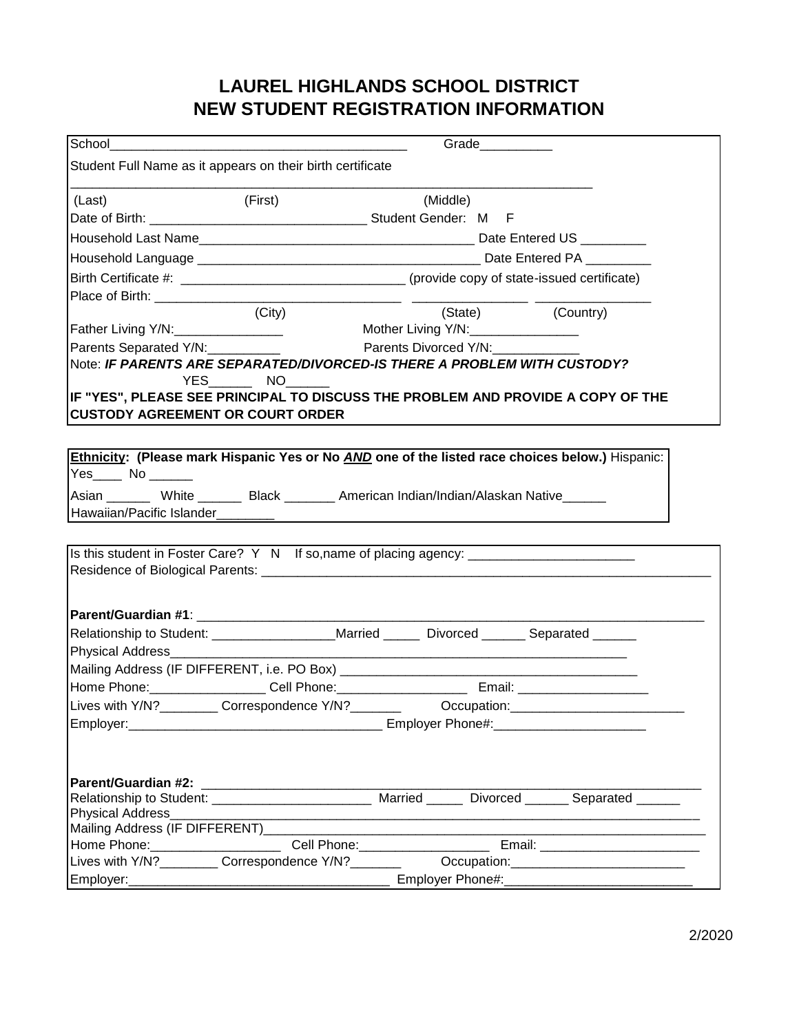# LAUREL HIGHLANDS SCHOOL DISTRICT
# NEW STUDENT REGISTRATION INFORMATION

School_________________________________________ Grade__________

Student Full Name as it appears on their birth certificate

___________________________________________________________________________

(Last) (First) (Middle)

Date of Birth: ______________________________ Student Gender: M F

Household Last Name______________________________________ Date Entered US _________

Household Language _______________________________________ Date Entered PA _________

Birth Certificate #: _______________________________ (provide copy of state-issued certificate)

Place of Birth: __________________________________ _______________ _______________

(City) (State) (Country)

Father Living Y/N:_______________ Mother Living Y/N:_______________

Parents Separated Y/N:__________ Parents Divorced Y/N:___________

Note: ***IF PARENTS ARE SEPARATED/DIVORCED-IS THERE A PROBLEM WITH CUSTODY?***

YES______ NO______

**IF "YES", PLEASE SEE PRINCIPAL TO DISCUSS THE PROBLEM AND PROVIDE A COPY OF THE CUSTODY AGREEMENT OR COURT ORDER**

**Ethnicity: (Please mark Hispanic Yes or No *AND* one of the listed race choices below.)** Hispanic: Yes____ No ______

Asian ______ White ______ Black _______ American Indian/Indian/Alaskan Native______

Hawaiian/Pacific Islander________

Is this student in Foster Care? Y N If so,name of placing agency: _______________________

Residence of Biological Parents: _______________________________________________________________

**Parent/Guardian #1**: ______________________________________________________________________

Relationship to Student: _________________Married _____ Divorced ______ Separated ______

Physical Address_______________________________________________________________

Mailing Address (IF DIFFERENT, i.e. PO Box) ________________________________________

Home Phone:________________ Cell Phone:_________________ Email: __________________

Lives with Y/N?________ Correspondence Y/N?_______ Occupation:________________________

Employer:___________________________________ Employer Phone#:_____________________

**Parent/Guardian #2:** _____________________________________________________________________

Relationship to Student: ______________________ Married _____ Divorced ______ Separated ______

Physical Address_________________________________________________________________________

Mailing Address (IF DIFFERENT)_______________________________________________________________

Home Phone:__________________ Cell Phone:_________________ Email: ______________________

Lives with Y/N?________ Correspondence Y/N?_______ Occupation:________________________

Employer:____________________________________ Employer Phone#:_________________________

2/2020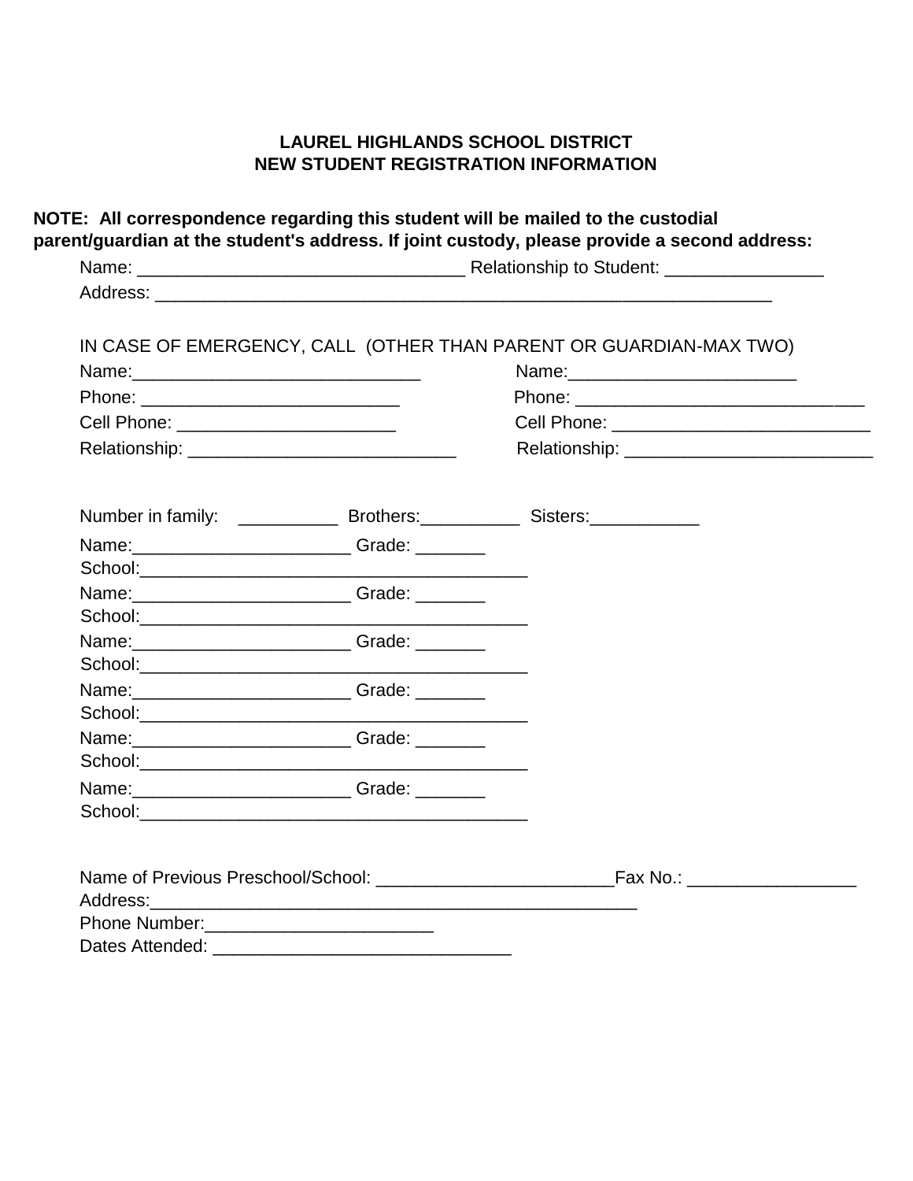**LAUREL HIGHLANDS SCHOOL DISTRICT**
**NEW STUDENT REGISTRATION INFORMATION**

**NOTE: All correspondence regarding this student will be mailed to the custodial parent/guardian at the student's address. If joint custody, please provide a second address:**

Name: ________________________________ Relationship to Student: ________________

Address: ______________________________________________________________

IN CASE OF EMERGENCY, CALL (OTHER THAN PARENT OR GUARDIAN-MAX TWO)

Name:____________________________ Name:______________________

Phone: _________________________ Phone: ____________________________

Cell Phone: _____________________ Cell Phone: __________________________

Relationship: __________________________ Relationship: ________________________

Number in family: __________ Brothers:__________ Sisters:___________

Name:_____________________ Grade: _______
School:______________________________________

Name:_____________________ Grade: _______
School:______________________________________

Name:_____________________ Grade: _______
School:______________________________________

Name:_____________________ Grade: _______
School:______________________________________

Name:_____________________ Grade: _______
School:______________________________________

Name:_____________________ Grade: _______
School:______________________________________

Name of Previous Preschool/School: _______________________Fax No.: ________________

Address:_______________________________________________

Phone Number:______________________

Dates Attended: _____________________________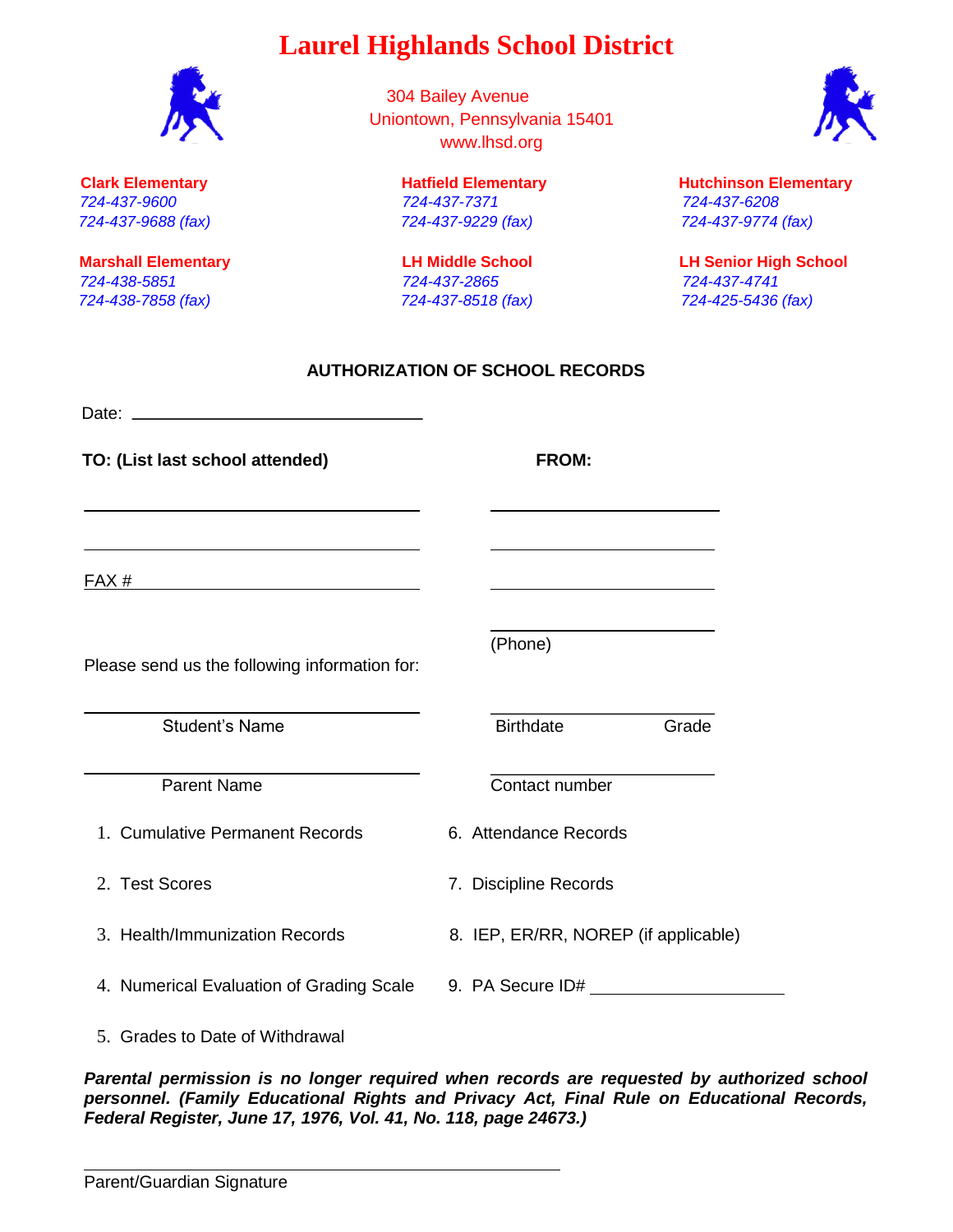# Laurel Highlands School District

304 Bailey Avenue
Uniontown, Pennsylvania 15401
www.lhsd.org

| **Clark Elementary** | **Hatfield Elementary** | **Hutchinson Elementary** |
|---|---|---|
| *724-437-9600* | *724-437-7371* | *724-437-6208* |
| *724-437-9688 (fax)* | *724-437-9229 (fax)* | *724-437-9774 (fax)* |
| **Marshall Elementary** | **LH Middle School** | **LH Senior High School** |
| *724-438-5851* | *724-437-2865* | *724-437-4741* |
| *724-438-7858 (fax)* | *724-437-8518 (fax)* | *724-425-5436 (fax)* |

## AUTHORIZATION OF SCHOOL RECORDS

Date: ______________________________

**TO: (List last school attended)**

______________________________

______________________________

FAX # ______________________________

**FROM:**

______________________________

______________________________

______________________________

______________________________
(Phone)

Please send us the following information for:

______________________________
Student's Name

______________________________
Birthdate Grade

______________________________
Parent Name

______________________________
Contact number

1. Cumulative Permanent Records
2. Test Scores
3. Health/Immunization Records
4. Numerical Evaluation of Grading Scale
5. Grades to Date of Withdrawal
6. Attendance Records
7. Discipline Records
8. IEP, ER/RR, NOREP (if applicable)
9. PA Secure ID# ____________________

***Parental permission is no longer required when records are requested by authorized school personnel. (Family Educational Rights and Privacy Act, Final Rule on Educational Records, Federal Register, June 17, 1976, Vol. 41, No. 118, page 24673.)***

______________________________
Parent/Guardian Signature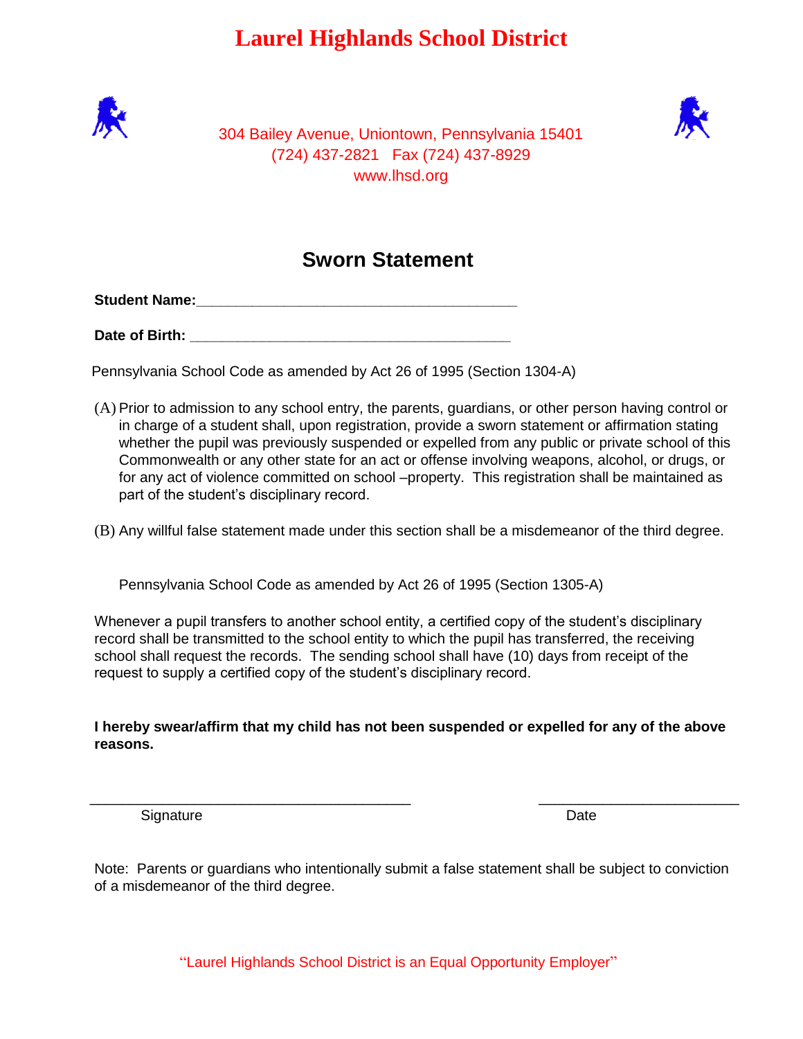# Laurel Highlands School District

304 Bailey Avenue, Uniontown, Pennsylvania 15401
(724) 437-2821 Fax (724) 437-8929
www.lhsd.org

## Sworn Statement

**Student Name:**________________________________________

**Date of Birth:** ________________________________________

Pennsylvania School Code as amended by Act 26 of 1995 (Section 1304-A)

(A) Prior to admission to any school entry, the parents, guardians, or other person having control or in charge of a student shall, upon registration, provide a sworn statement or affirmation stating whether the pupil was previously suspended or expelled from any public or private school of this Commonwealth or any other state for an act or offense involving weapons, alcohol, or drugs, or for any act of violence committed on school –property. This registration shall be maintained as part of the student's disciplinary record.

(B) Any willful false statement made under this section shall be a misdemeanor of the third degree.

Pennsylvania School Code as amended by Act 26 of 1995 (Section 1305-A)

Whenever a pupil transfers to another school entity, a certified copy of the student's disciplinary record shall be transmitted to the school entity to which the pupil has transferred, the receiving school shall request the records. The sending school shall have (10) days from receipt of the request to supply a certified copy of the student's disciplinary record.

**I hereby swear/affirm that my child has not been suspended or expelled for any of the above reasons.**

________________________________________ ________________________
Signature Date

Note: Parents or guardians who intentionally submit a false statement shall be subject to conviction of a misdemeanor of the third degree.

"Laurel Highlands School District is an Equal Opportunity Employer"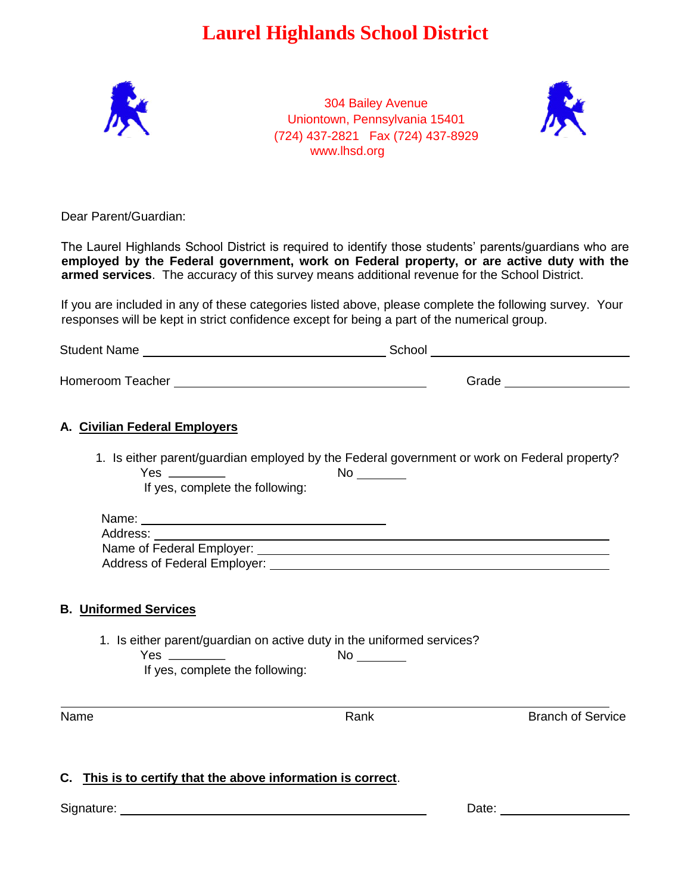# Laurel Highlands School District

304 Bailey Avenue
Uniontown, Pennsylvania 15401
(724) 437-2821 Fax (724) 437-8929
www.lhsd.org

Dear Parent/Guardian:

The Laurel Highlands School District is required to identify those students' parents/guardians who are **employed by the Federal government, work on Federal property, or are active duty with the armed services**. The accuracy of this survey means additional revenue for the School District.

If you are included in any of these categories listed above, please complete the following survey. Your responses will be kept in strict confidence except for being a part of the numerical group.

Student Name ______________________________ School ________________________

Homeroom Teacher ______________________________ Grade ______________

**A. Civilian Federal Employers**

1. Is either parent/guardian employed by the Federal government or work on Federal property?
   Yes ________ No _______
   If yes, complete the following:

Name: ______________________________
Address: ______________________________________________
Name of Federal Employer: ______________________________________
Address of Federal Employer: ____________________________________

**B. Uniformed Services**

1. Is either parent/guardian on active duty in the uniformed services?
   Yes ________ No _______
   If yes, complete the following:

_____________________________________________________________________

Name Rank Branch of Service

**C. This is to certify that the above information is correct.**

Signature: ______________________________ Date: ________________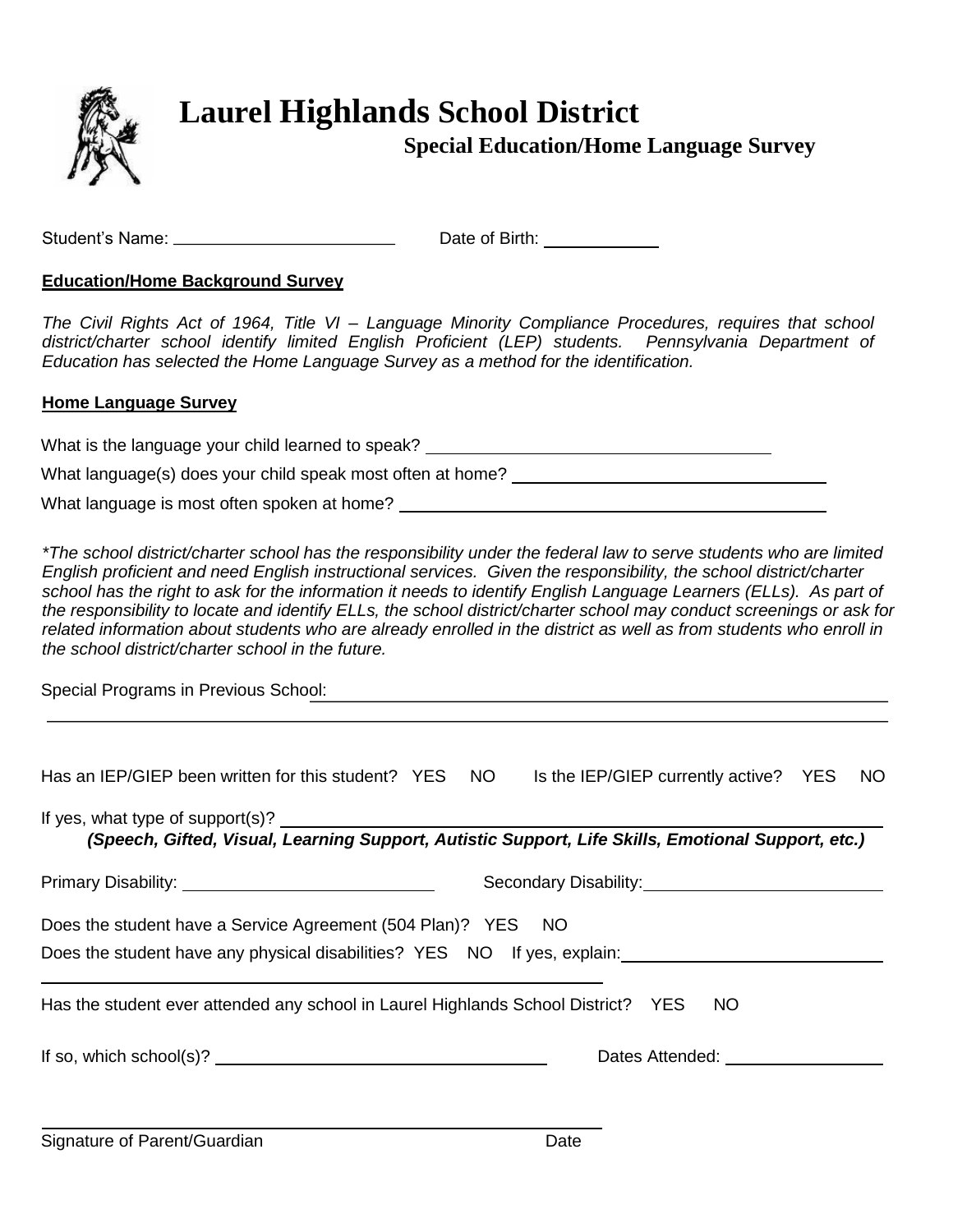# Laurel Highlands School District

## Special Education/Home Language Survey

Student's Name: ______________________ Date of Birth: ____________

**Education/Home Background Survey**

*The Civil Rights Act of 1964, Title VI – Language Minority Compliance Procedures, requires that school district/charter school identify limited English Proficient (LEP) students. Pennsylvania Department of Education has selected the Home Language Survey as a method for the identification.*

**Home Language Survey**

What is the language your child learned to speak? ______________________________

What language(s) does your child speak most often at home? ______________________________

What language is most often spoken at home? ______________________________

*\*The school district/charter school has the responsibility under the federal law to serve students who are limited English proficient and need English instructional services. Given the responsibility, the school district/charter school has the right to ask for the information it needs to identify English Language Learners (ELLs). As part of the responsibility to locate and identify ELLs, the school district/charter school may conduct screenings or ask for related information about students who are already enrolled in the district as well as from students who enroll in the school district/charter school in the future.*

Special Programs in Previous School: ______________________________________________________

______________________________________________________________________________

Has an IEP/GIEP been written for this student? YES NO Is the IEP/GIEP currently active? YES NO

If yes, what type of support(s)? ______________________________________________________

***(Speech, Gifted, Visual, Learning Support, Autistic Support, Life Skills, Emotional Support, etc.)***

Primary Disability: ______________________ Secondary Disability: ______________________

Does the student have a Service Agreement (504 Plan)? YES NO

Does the student have any physical disabilities? YES NO If yes, explain: ______________________

______________________________________________

Has the student ever attended any school in Laurel Highlands School District? YES NO

If so, which school(s)? ______________________________ Dates Attended: ______________

______________________________________________

Signature of Parent/Guardian Date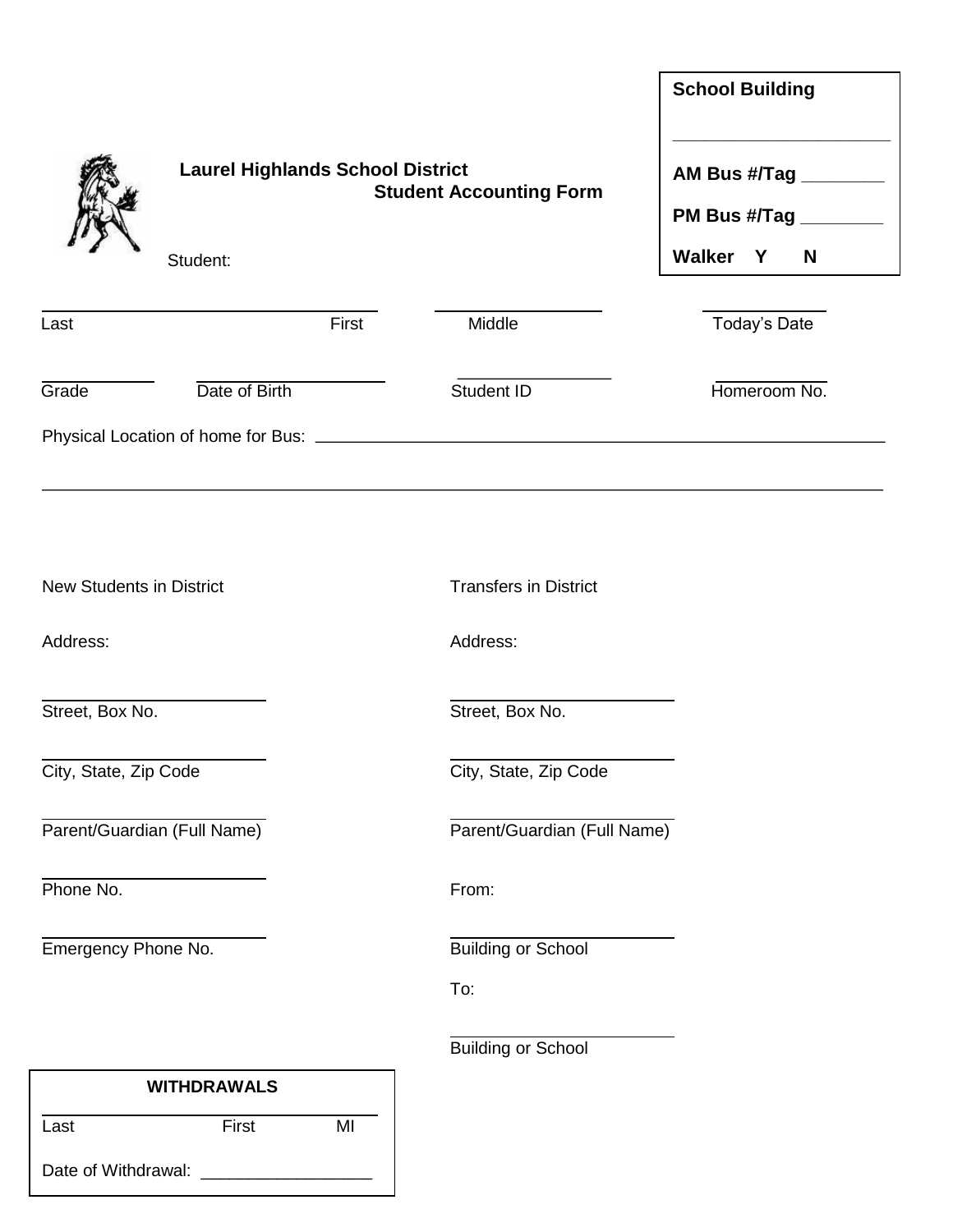**School Building**

\_\_\_\_\_\_\_\_\_\_\_\_\_\_\_\_\_\_\_\_\_\_

**AM Bus #/Tag \_\_\_\_\_\_\_\_**

**PM Bus #/Tag \_\_\_\_\_\_\_\_**

**Walker Y N**

## Laurel Highlands School District
## Student Accounting Form

Student:

\_\_\_\_\_\_\_\_\_\_\_\_\_\_\_\_\_\_\_\_\_\_\_\_\_\_\_\_\_\_\_\_ \_\_\_\_\_\_\_\_\_\_\_\_\_\_\_\_ \_\_\_\_\_\_\_\_\_\_\_\_
Last First Middle Today's Date

\_\_\_\_\_\_\_\_\_\_ \_\_\_\_\_\_\_\_\_\_\_\_\_\_\_\_\_\_ \_\_\_\_\_\_\_\_\_\_\_\_\_\_\_ \_\_\_\_\_\_\_\_\_\_\_
Grade Date of Birth Student ID Homeroom No.

Physical Location of home for Bus: \_\_\_\_\_\_\_\_\_\_\_\_\_\_\_\_\_\_\_\_\_\_\_\_\_\_\_\_\_\_\_\_\_\_\_\_\_\_\_\_\_\_\_\_\_\_\_\_\_\_\_

\_\_\_\_\_\_\_\_\_\_\_\_\_\_\_\_\_\_\_\_\_\_\_\_\_\_\_\_\_\_\_\_\_\_\_\_\_\_\_\_\_\_\_\_\_\_\_\_\_\_\_\_\_\_\_\_\_\_\_\_\_\_\_\_\_\_\_\_\_\_\_\_\_\_\_\_\_\_\_

New Students in District

Address:

\_\_\_\_\_\_\_\_\_\_\_\_\_\_\_\_\_\_\_\_\_\_
Street, Box No.

\_\_\_\_\_\_\_\_\_\_\_\_\_\_\_\_\_\_\_\_\_\_
City, State, Zip Code

\_\_\_\_\_\_\_\_\_\_\_\_\_\_\_\_\_\_\_\_\_\_
Parent/Guardian (Full Name)

\_\_\_\_\_\_\_\_\_\_\_\_\_\_\_\_\_\_\_\_\_\_
Phone No.

\_\_\_\_\_\_\_\_\_\_\_\_\_\_\_\_\_\_\_\_\_\_
Emergency Phone No.

Transfers in District

Address:

\_\_\_\_\_\_\_\_\_\_\_\_\_\_\_\_\_\_\_\_\_\_
Street, Box No.

\_\_\_\_\_\_\_\_\_\_\_\_\_\_\_\_\_\_\_\_\_\_
City, State, Zip Code

\_\_\_\_\_\_\_\_\_\_\_\_\_\_\_\_\_\_\_\_\_\_
Parent/Guardian (Full Name)

From:

\_\_\_\_\_\_\_\_\_\_\_\_\_\_\_\_\_\_\_\_\_\_
Building or School

To:

\_\_\_\_\_\_\_\_\_\_\_\_\_\_\_\_\_\_\_\_\_\_
Building or School

**WITHDRAWALS**

\_\_\_\_\_\_\_\_\_\_\_\_\_\_\_\_\_\_\_\_\_\_\_\_\_\_\_\_\_\_\_\_
Last First MI

Date of Withdrawal: \_\_\_\_\_\_\_\_\_\_\_\_\_\_\_\_\_\_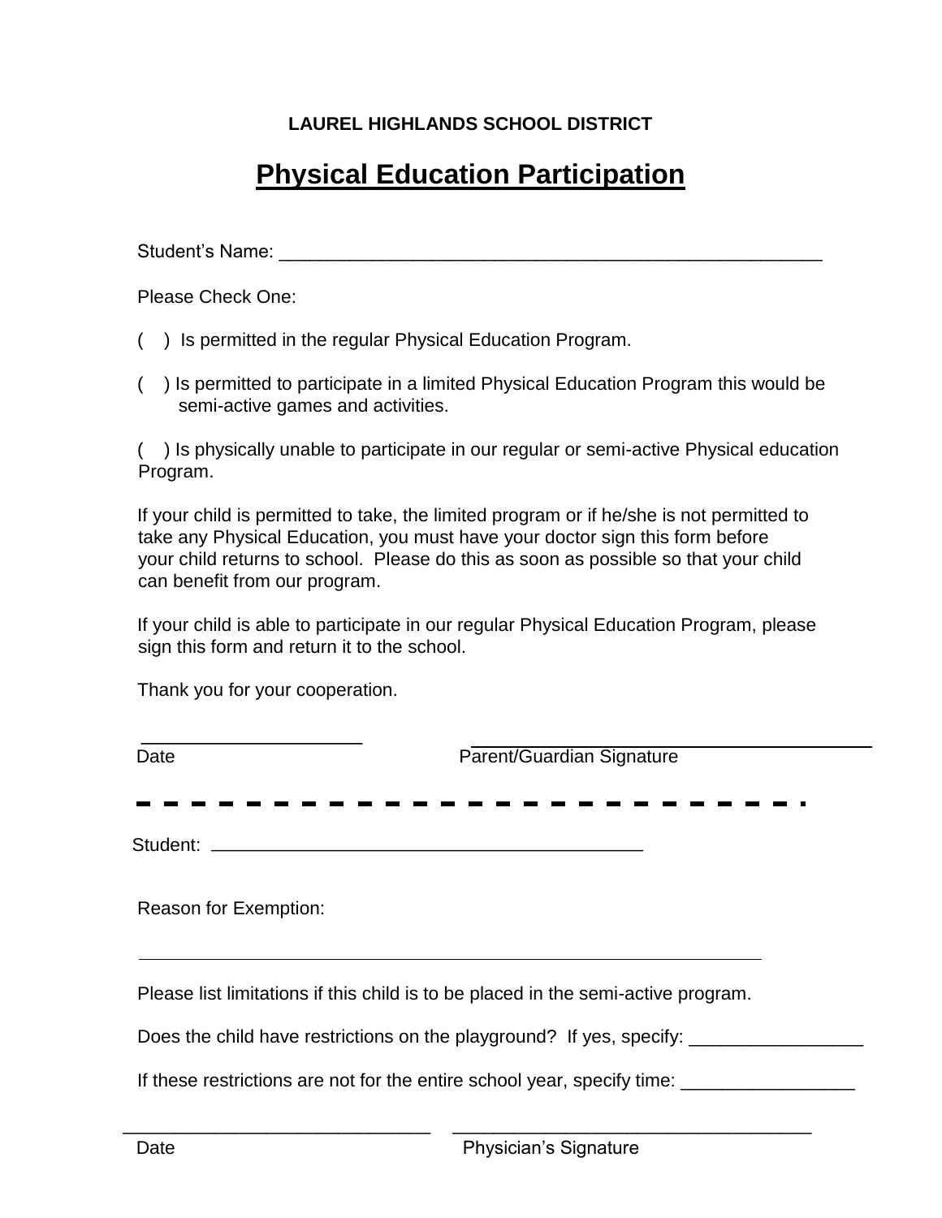**LAUREL HIGHLANDS SCHOOL DISTRICT**

# Physical Education Participation

Student's Name: ______________________________________________________

Please Check One:

( ) Is permitted in the regular Physical Education Program.

( ) Is permitted to participate in a limited Physical Education Program this would be semi-active games and activities.

( ) Is physically unable to participate in our regular or semi-active Physical education Program.

If your child is permitted to take, the limited program or if he/she is not permitted to take any Physical Education, you must have your doctor sign this form before your child returns to school. Please do this as soon as possible so that your child can benefit from our program.

If your child is able to participate in our regular Physical Education Program, please sign this form and return it to the school.

Thank you for your cooperation.

______________________ ________________________________________

Date Parent/Guardian Signature

- - - - - - - - - - - - - - - - - - - - - - - - -

Student: ____________________________________________

Reason for Exemption:

_______________________________________________________________

Please list limitations if this child is to be placed in the semi-active program.

Does the child have restrictions on the playground? If yes, specify: _________________

If these restrictions are not for the entire school year, specify time: _________________

_______________________________ ____________________________________

Date Physician's Signature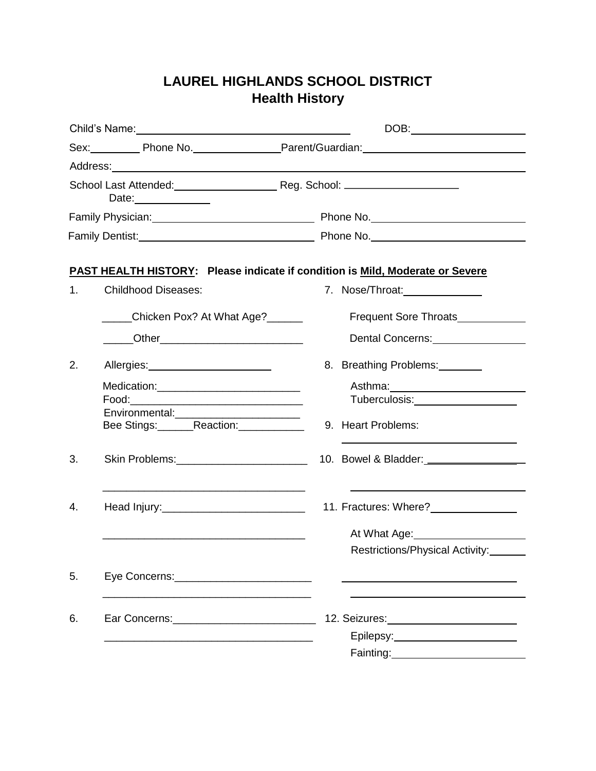# LAUREL HIGHLANDS SCHOOL DISTRICT
## Health History

Child's Name:________________________________ DOB:________________

Sex:________ Phone No.______________ Parent/Guardian:________________________

Address:____________________________________________________________

School Last Attended:________________ Reg. School: __________________
Date:____________

Family Physician:__________________________ Phone No.________________________

Family Dentist:____________________________ Phone No.________________________

**PAST HEALTH HISTORY: Please indicate if condition is Mild, Moderate or Severe**

1. Childhood Diseases:

   _____Chicken Pox? At What Age?______

   _____Other________________________

2. Allergies:____________________

   Medication:________________________
   Food:______________________________
   Environmental:_____________________
   Bee Stings:______Reaction:___________

3. Skin Problems:_____________________

   __________________________________

4. Head Injury:________________________

   __________________________________

5. Eye Concerns:______________________

   __________________________________

6. Ear Concerns:_______________________

   __________________________________

7. Nose/Throat:____________

   Frequent Sore Throats___________

   Dental Concerns:_______________

8. Breathing Problems:_______

   Asthma:_______________________
   Tuberculosis:__________________

9. Heart Problems:

   ______________________________

10. Bowel & Bladder: ________________

    ______________________________

11. Fractures: Where?______________

    At What Age:__________________
    Restrictions/Physical Activity:______

    ______________________________

    ______________________________

12. Seizures:_____________________

    Epilepsy:_____________________
    Fainting:_____________________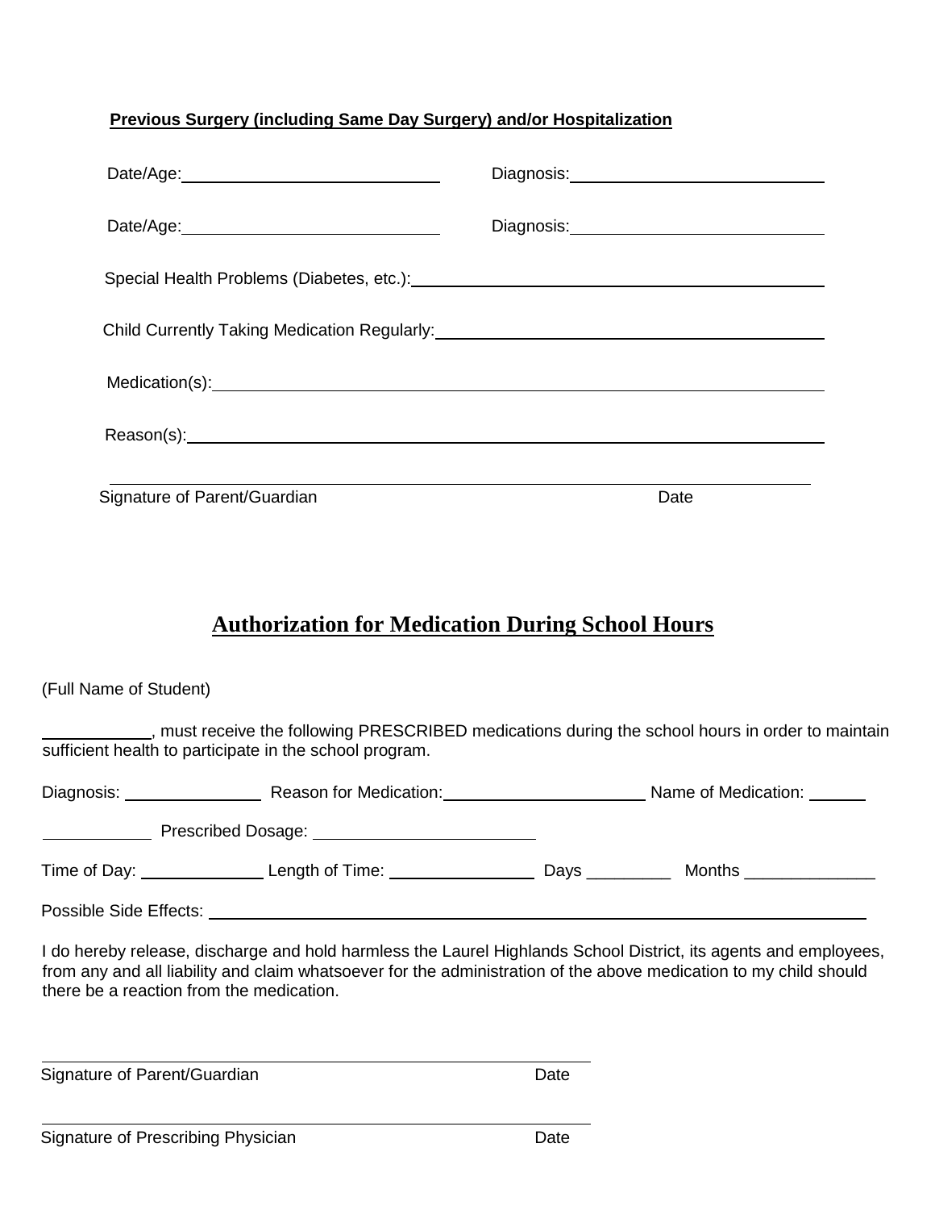**Previous Surgery (including Same Day Surgery) and/or Hospitalization**

Date/Age:____________________________ Diagnosis:____________________________

Date/Age:____________________________ Diagnosis:____________________________

Special Health Problems (Diabetes, etc.):____________________________________________

Child Currently Taking Medication Regularly:__________________________________________

Medication(s):_______________________________________________________________

Reason(s):__________________________________________________________________

_____________________________________________________________________________

Signature of Parent/Guardian Date

## Authorization for Medication During School Hours

(Full Name of Student)

____________, must receive the following PRESCRIBED medications during the school hours in order to maintain sufficient health to participate in the school program.

Diagnosis: _______________ Reason for Medication:______________________ Name of Medication: ______

____________ Prescribed Dosage: ________________________

Time of Day: _____________ Length of Time: ________________ Days _________ Months ______________

Possible Side Effects: ______________________________________________________________________

I do hereby release, discharge and hold harmless the Laurel Highlands School District, its agents and employees, from any and all liability and claim whatsoever for the administration of the above medication to my child should there be a reaction from the medication.

_____________________________________________________________

Signature of Parent/Guardian Date

_____________________________________________________________

Signature of Prescribing Physician Date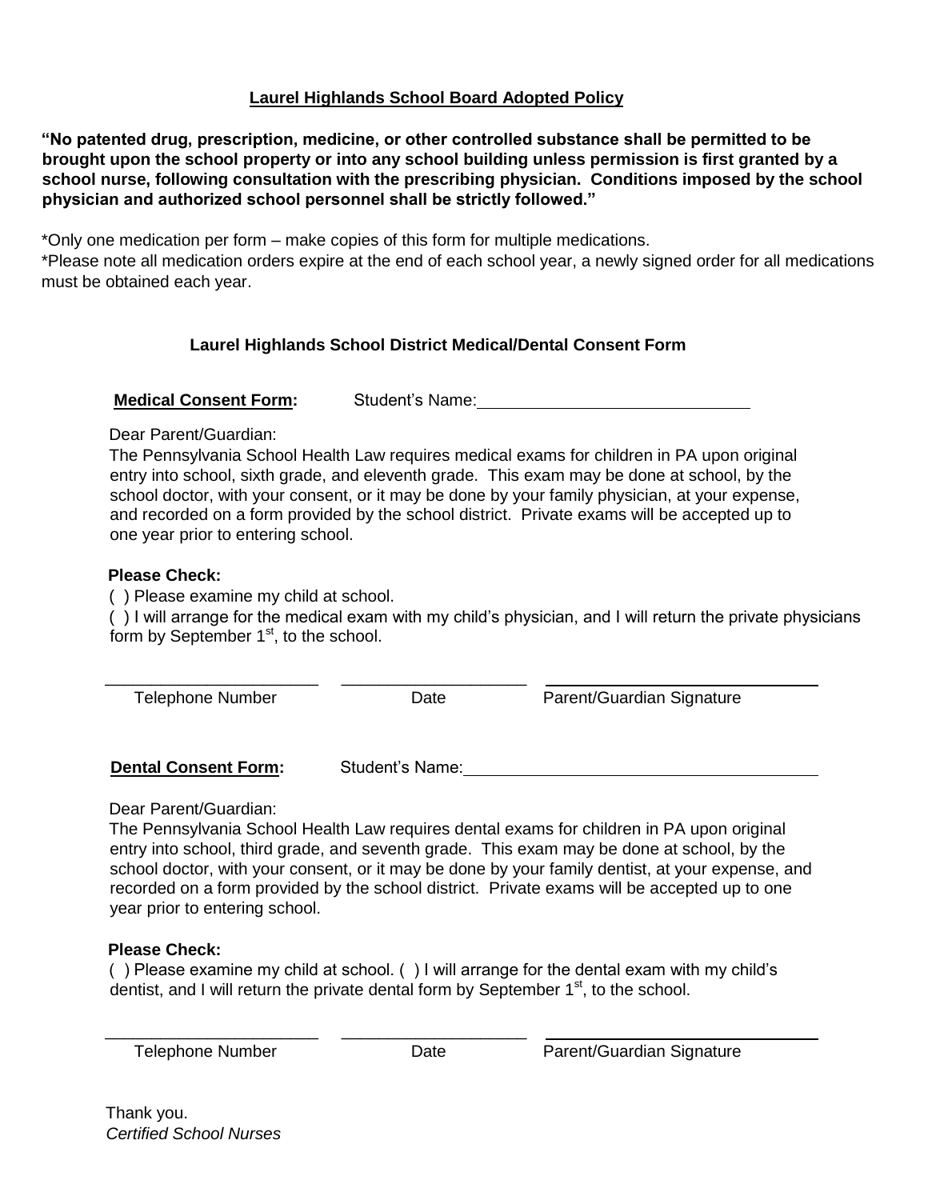**<u>Laurel Highlands School Board Adopted Policy</u>**

**"No patented drug, prescription, medicine, or other controlled substance shall be permitted to be brought upon the school property or into any school building unless permission is first granted by a school nurse, following consultation with the prescribing physician. Conditions imposed by the school physician and authorized school personnel shall be strictly followed."**

*Only one medication per form – make copies of this form for multiple medications.
*Please note all medication orders expire at the end of each school year, a newly signed order for all medications must be obtained each year.

**Laurel Highlands School District Medical/Dental Consent Form**

**<u>Medical Consent Form</u>:** Student's Name: ______________________________

Dear Parent/Guardian:
The Pennsylvania School Health Law requires medical exams for children in PA upon original entry into school, sixth grade, and eleventh grade. This exam may be done at school, by the school doctor, with your consent, or it may be done by your family physician, at your expense, and recorded on a form provided by the school district. Private exams will be accepted up to one year prior to entering school.

**Please Check:**
( ) Please examine my child at school.
( ) I will arrange for the medical exam with my child's physician, and I will return the private physicians form by September 1st, to the school.

________________________ ____________________ ______________________________
Telephone Number Date Parent/Guardian Signature

**<u>Dental Consent Form</u>:** Student's Name: ______________________________

Dear Parent/Guardian:
The Pennsylvania School Health Law requires dental exams for children in PA upon original entry into school, third grade, and seventh grade. This exam may be done at school, by the school doctor, with your consent, or it may be done by your family dentist, at your expense, and recorded on a form provided by the school district. Private exams will be accepted up to one year prior to entering school.

**Please Check:**
( ) Please examine my child at school. ( ) I will arrange for the dental exam with my child's dentist, and I will return the private dental form by September 1st, to the school.

________________________ ____________________ ______________________________
Telephone Number Date Parent/Guardian Signature

Thank you.
*Certified School Nurses*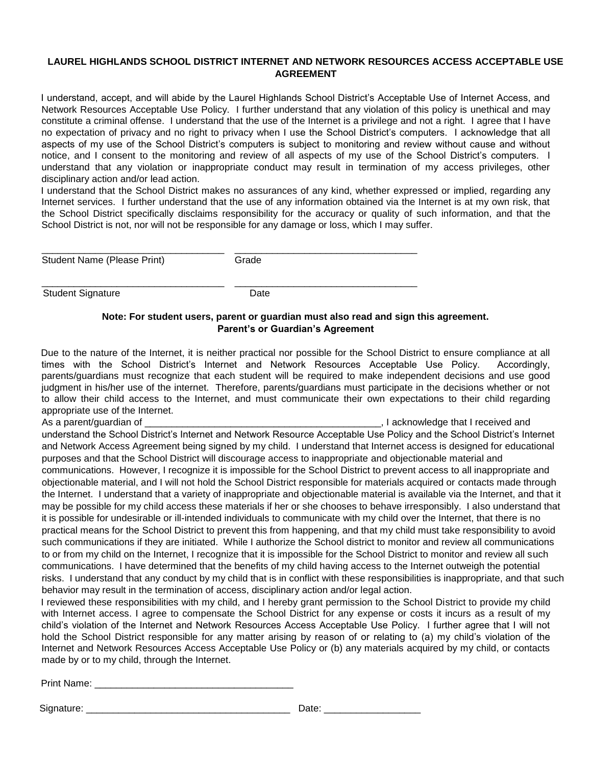## LAUREL HIGHLANDS SCHOOL DISTRICT INTERNET AND NETWORK RESOURCES ACCESS ACCEPTABLE USE AGREEMENT

I understand, accept, and will abide by the Laurel Highlands School District's Acceptable Use of Internet Access, and Network Resources Acceptable Use Policy. I further understand that any violation of this policy is unethical and may constitute a criminal offense. I understand that the use of the Internet is a privilege and not a right. I agree that I have no expectation of privacy and no right to privacy when I use the School District's computers. I acknowledge that all aspects of my use of the School District's computers is subject to monitoring and review without cause and without notice, and I consent to the monitoring and review of all aspects of my use of the School District's computers. I understand that any violation or inappropriate conduct may result in termination of my access privileges, other disciplinary action and/or lead action.

I understand that the School District makes no assurances of any kind, whether expressed or implied, regarding any Internet services. I further understand that the use of any information obtained via the Internet is at my own risk, that the School District specifically disclaims responsibility for the accuracy or quality of such information, and that the School District is not, nor will not be responsible for any damage or loss, which I may suffer.

___________________________________ ___________________________________
Student Name (Please Print) Grade

___________________________________ ___________________________________
Student Signature Date

**Note: For student users, parent or guardian must also read and sign this agreement.**
**Parent's or Guardian's Agreement**

Due to the nature of the Internet, it is neither practical nor possible for the School District to ensure compliance at all times with the School District's Internet and Network Resources Acceptable Use Policy. Accordingly, parents/guardians must recognize that each student will be required to make independent decisions and use good judgment in his/her use of the internet. Therefore, parents/guardians must participate in the decisions whether or not to allow their child access to the Internet, and must communicate their own expectations to their child regarding appropriate use of the Internet.

As a parent/guardian of _____________________________________________, I acknowledge that I received and understand the School District's Internet and Network Resource Acceptable Use Policy and the School District's Internet and Network Access Agreement being signed by my child. I understand that Internet access is designed for educational purposes and that the School District will discourage access to inappropriate and objectionable material and communications. However, I recognize it is impossible for the School District to prevent access to all inappropriate and objectionable material, and I will not hold the School District responsible for materials acquired or contacts made through the Internet. I understand that a variety of inappropriate and objectionable material is available via the Internet, and that it may be possible for my child access these materials if her or she chooses to behave irresponsibly. I also understand that it is possible for undesirable or ill-intended individuals to communicate with my child over the Internet, that there is no practical means for the School District to prevent this from happening, and that my child must take responsibility to avoid such communications if they are initiated. While I authorize the School district to monitor and review all communications to or from my child on the Internet, I recognize that it is impossible for the School District to monitor and review all such communications. I have determined that the benefits of my child having access to the Internet outweigh the potential risks. I understand that any conduct by my child that is in conflict with these responsibilities is inappropriate, and that such behavior may result in the termination of access, disciplinary action and/or legal action.

I reviewed these responsibilities with my child, and I hereby grant permission to the School District to provide my child with Internet access. I agree to compensate the School District for any expense or costs it incurs as a result of my child's violation of the Internet and Network Resources Access Acceptable Use Policy. I further agree that I will not hold the School District responsible for any matter arising by reason of or relating to (a) my child's violation of the Internet and Network Resources Access Acceptable Use Policy or (b) any materials acquired by my child, or contacts made by or to my child, through the Internet.

Print Name: ______________________________________

Signature: ______________________________________ Date: __________________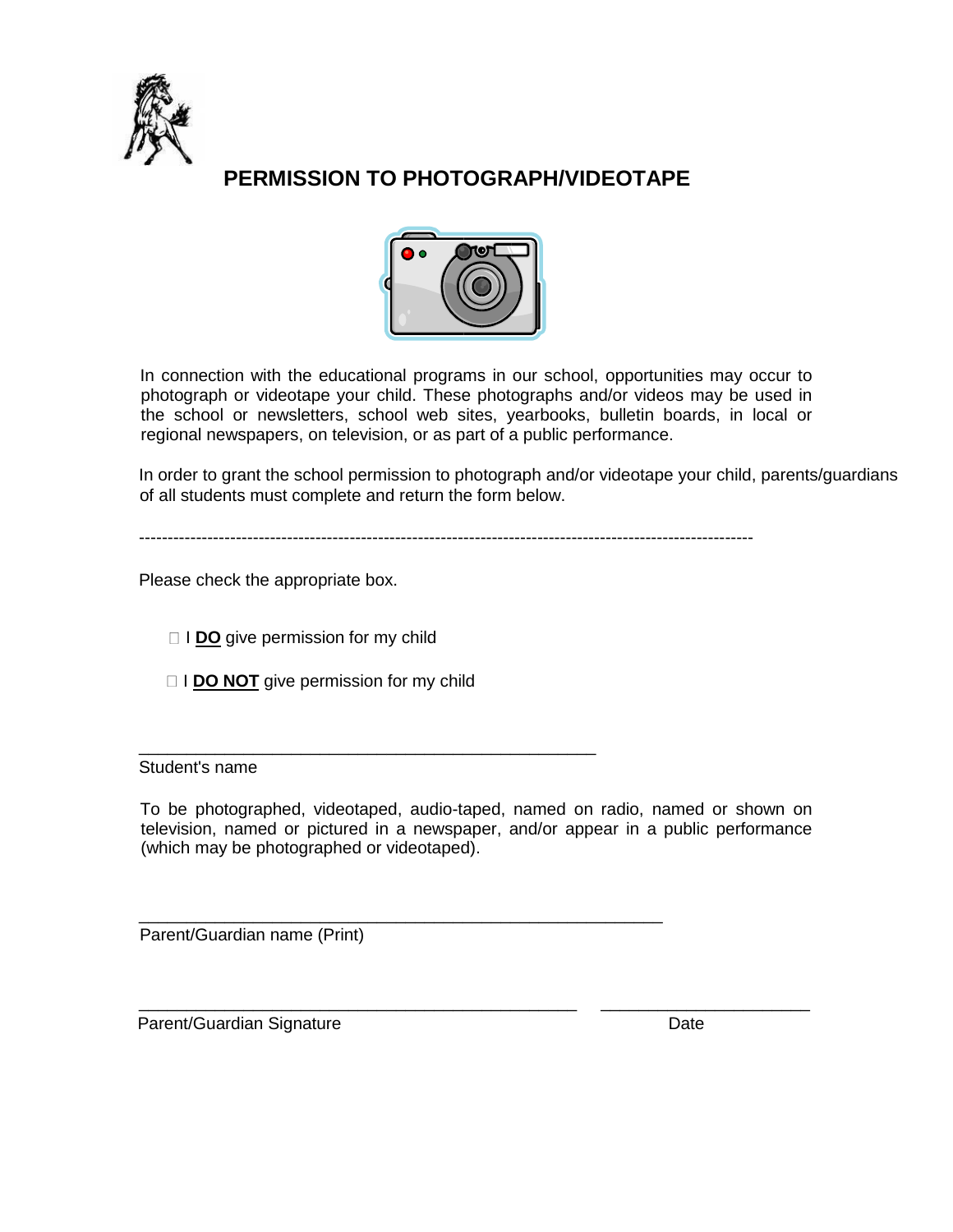# PERMISSION TO PHOTOGRAPH/VIDEOTAPE

In connection with the educational programs in our school, opportunities may occur to photograph or videotape your child. These photographs and/or videos may be used in the school or newsletters, school web sites, yearbooks, bulletin boards, in local or regional newspapers, on television, or as part of a public performance.

In order to grant the school permission to photograph and/or videotape your child, parents/guardians of all students must complete and return the form below.

---

Please check the appropriate box.

☐ I **DO** give permission for my child

☐ I **DO NOT** give permission for my child

\_\_\_\_\_\_\_\_\_\_\_\_\_\_\_\_\_\_\_\_\_\_\_\_\_\_\_\_\_\_\_\_\_\_\_\_\_\_\_\_\_\_\_\_\_\_\_\_

Student's name

To be photographed, videotaped, audio-taped, named on radio, named or shown on television, named or pictured in a newspaper, and/or appear in a public performance (which may be photographed or videotaped).

\_\_\_\_\_\_\_\_\_\_\_\_\_\_\_\_\_\_\_\_\_\_\_\_\_\_\_\_\_\_\_\_\_\_\_\_\_\_\_\_\_\_\_\_\_\_\_\_\_\_\_\_\_\_\_

Parent/Guardian name (Print)

\_\_\_\_\_\_\_\_\_\_\_\_\_\_\_\_\_\_\_\_\_\_\_\_\_\_\_\_\_\_\_\_\_\_\_\_\_\_\_\_\_\_\_\_\_\_\_\_ \_\_\_\_\_\_\_\_\_\_\_\_\_\_\_\_\_\_\_\_\_\_\_

Parent/Guardian Signature Date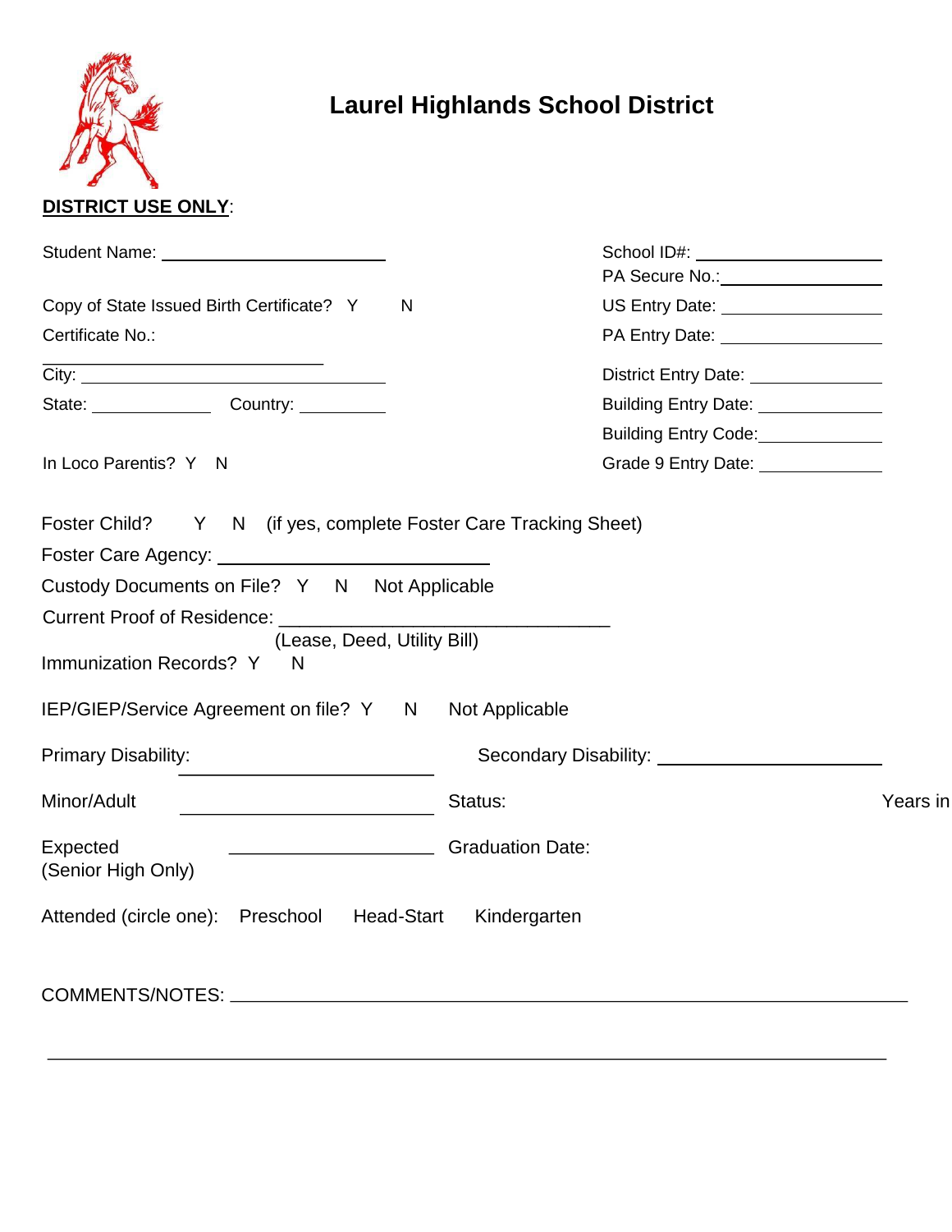# Laurel Highlands School District

**DISTRICT USE ONLY**:

Student Name: ______________________

Copy of State Issued Birth Certificate? Y N

Certificate No.:

______________________

City: ______________________

State: __________ Country: __________

In Loco Parentis? Y N

School ID#: ______________

PA Secure No.: ______________

US Entry Date: ______________

PA Entry Date: ______________

District Entry Date: ______________

Building Entry Date: ______________

Building Entry Code: ______________

Grade 9 Entry Date: ______________

Foster Child? Y N (if yes, complete Foster Care Tracking Sheet)

Foster Care Agency: ______________________

Custody Documents on File? Y N Not Applicable

Current Proof of Residence: ______________________________
(Lease, Deed, Utility Bill)

Immunization Records? Y N

IEP/GIEP/Service Agreement on file? Y N Not Applicable

Primary Disability: ______________________ Secondary Disability: ______________________

Minor/Adult ______________________ Status: Years in

Expected ______________________ Graduation Date:
(Senior High Only)

Attended (circle one): Preschool Head-Start Kindergarten

COMMENTS/NOTES: ____________________________________________________________

______________________________________________________________________________